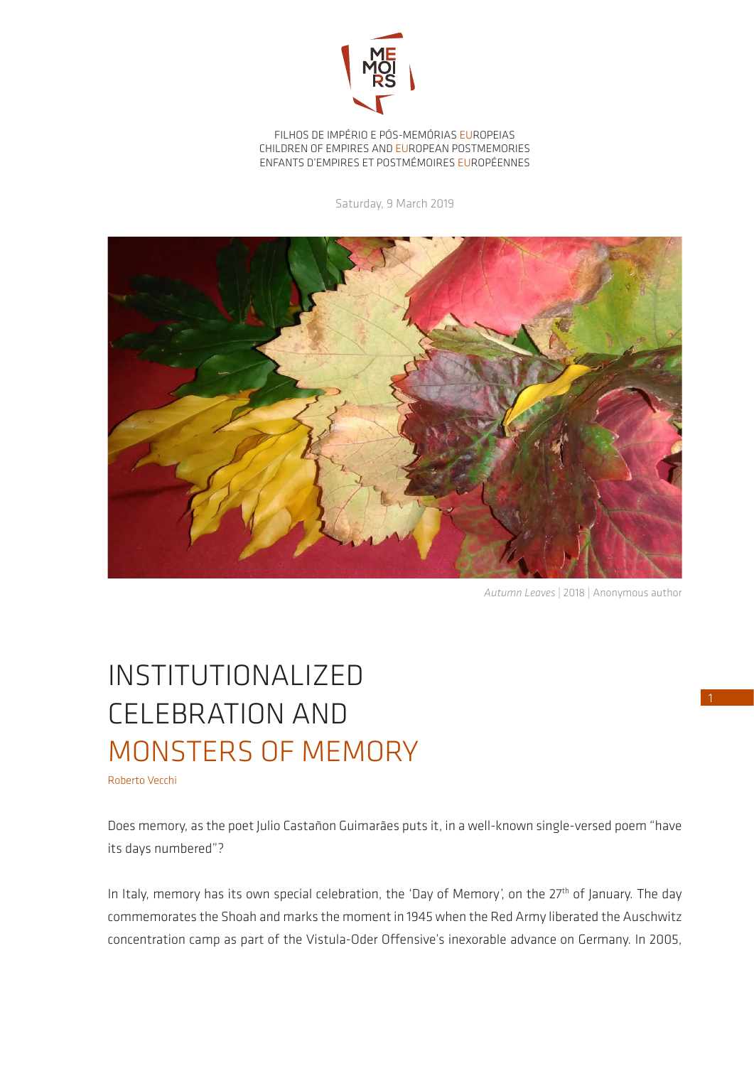FILHOS DE IMPÉRIO E PÓS-MEMÓRIAS EUROPEIAS
CHILDREN OF EMPIRES AND EUROPEAN POSTMEMORIES
ENFANTS D'EMPIRES ET POSTMÉMOIRES EUROPÉENNES

Saturday, 9 March 2019

*Autumn Leaves* | 2018 | Anonymous author

# INSTITUTIONALIZED CELEBRATION AND MONSTERS OF MEMORY

Roberto Vecchi

Does memory, as the poet Julio Castañon Guimarães puts it, in a well-known single-versed poem "have its days numbered"?

In Italy, memory has its own special celebration, the 'Day of Memory', on the 27th of January. The day commemorates the Shoah and marks the moment in 1945 when the Red Army liberated the Auschwitz concentration camp as part of the Vistula-Oder Offensive's inexorable advance on Germany. In 2005,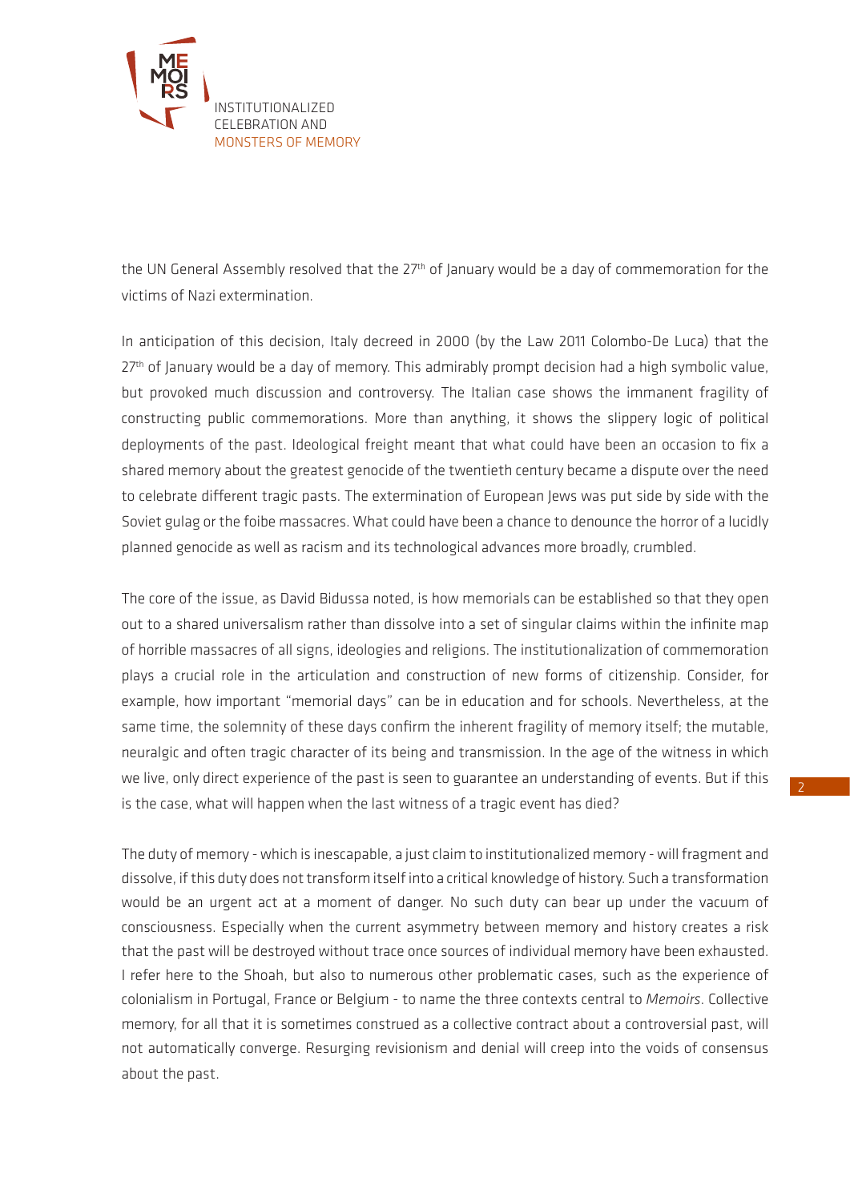the UN General Assembly resolved that the 27th of January would be a day of commemoration for the victims of Nazi extermination.

In anticipation of this decision, Italy decreed in 2000 (by the Law 2011 Colombo-De Luca) that the 27th of January would be a day of memory. This admirably prompt decision had a high symbolic value, but provoked much discussion and controversy. The Italian case shows the immanent fragility of constructing public commemorations. More than anything, it shows the slippery logic of political deployments of the past. Ideological freight meant that what could have been an occasion to fix a shared memory about the greatest genocide of the twentieth century became a dispute over the need to celebrate different tragic pasts. The extermination of European Jews was put side by side with the Soviet gulag or the foibe massacres. What could have been a chance to denounce the horror of a lucidly planned genocide as well as racism and its technological advances more broadly, crumbled.

The core of the issue, as David Bidussa noted, is how memorials can be established so that they open out to a shared universalism rather than dissolve into a set of singular claims within the infinite map of horrible massacres of all signs, ideologies and religions. The institutionalization of commemoration plays a crucial role in the articulation and construction of new forms of citizenship. Consider, for example, how important "memorial days" can be in education and for schools. Nevertheless, at the same time, the solemnity of these days confirm the inherent fragility of memory itself; the mutable, neuralgic and often tragic character of its being and transmission. In the age of the witness in which we live, only direct experience of the past is seen to guarantee an understanding of events. But if this is the case, what will happen when the last witness of a tragic event has died?

The duty of memory - which is inescapable, a just claim to institutionalized memory - will fragment and dissolve, if this duty does not transform itself into a critical knowledge of history. Such a transformation would be an urgent act at a moment of danger. No such duty can bear up under the vacuum of consciousness. Especially when the current asymmetry between memory and history creates a risk that the past will be destroyed without trace once sources of individual memory have been exhausted. I refer here to the Shoah, but also to numerous other problematic cases, such as the experience of colonialism in Portugal, France or Belgium - to name the three contexts central to *Memoirs*. Collective memory, for all that it is sometimes construed as a collective contract about a controversial past, will not automatically converge. Resurging revisionism and denial will creep into the voids of consensus about the past.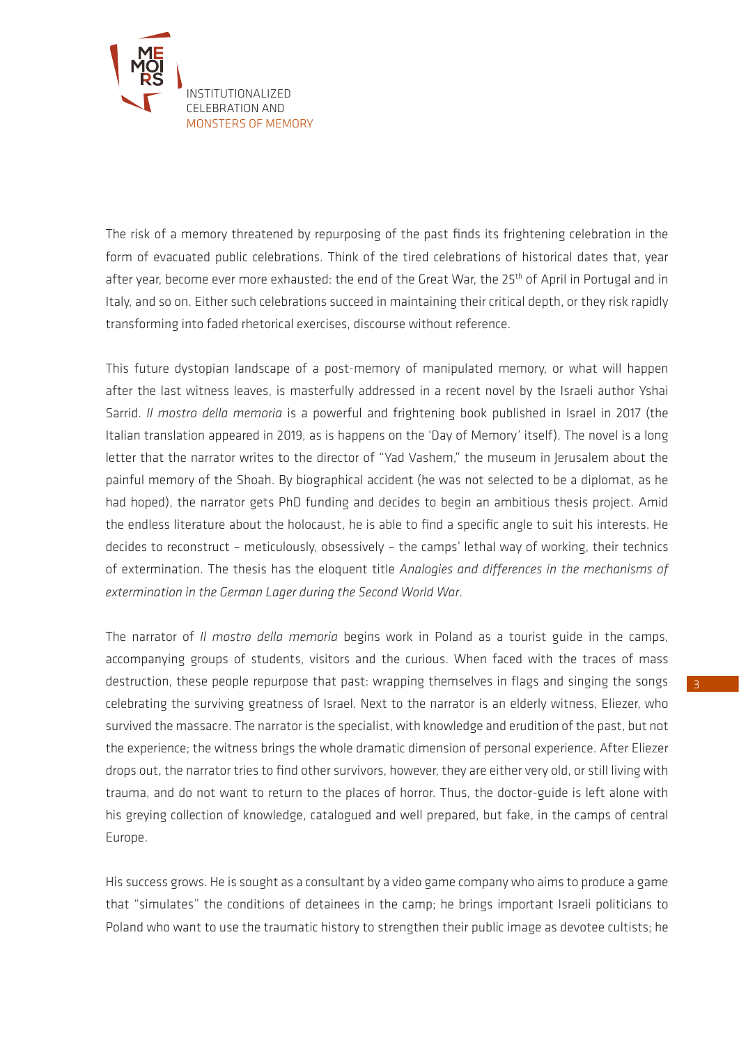The risk of a memory threatened by repurposing of the past finds its frightening celebration in the form of evacuated public celebrations. Think of the tired celebrations of historical dates that, year after year, become ever more exhausted: the end of the Great War, the 25th of April in Portugal and in Italy, and so on. Either such celebrations succeed in maintaining their critical depth, or they risk rapidly transforming into faded rhetorical exercises, discourse without reference.

This future dystopian landscape of a post-memory of manipulated memory, or what will happen after the last witness leaves, is masterfully addressed in a recent novel by the Israeli author Yshai Sarrid. *Il mostro della memoria* is a powerful and frightening book published in Israel in 2017 (the Italian translation appeared in 2019, as is happens on the 'Day of Memory' itself). The novel is a long letter that the narrator writes to the director of "Yad Vashem," the museum in Jerusalem about the painful memory of the Shoah. By biographical accident (he was not selected to be a diplomat, as he had hoped), the narrator gets PhD funding and decides to begin an ambitious thesis project. Amid the endless literature about the holocaust, he is able to find a specific angle to suit his interests. He decides to reconstruct – meticulously, obsessively – the camps' lethal way of working, their technics of extermination. The thesis has the eloquent title *Analogies and differences in the mechanisms of extermination in the German Lager during the Second World War*.

The narrator of *Il mostro della memoria* begins work in Poland as a tourist guide in the camps, accompanying groups of students, visitors and the curious. When faced with the traces of mass destruction, these people repurpose that past: wrapping themselves in flags and singing the songs celebrating the surviving greatness of Israel. Next to the narrator is an elderly witness, Eliezer, who survived the massacre. The narrator is the specialist, with knowledge and erudition of the past, but not the experience; the witness brings the whole dramatic dimension of personal experience. After Eliezer drops out, the narrator tries to find other survivors, however, they are either very old, or still living with trauma, and do not want to return to the places of horror. Thus, the doctor-guide is left alone with his greying collection of knowledge, catalogued and well prepared, but fake, in the camps of central Europe.

His success grows. He is sought as a consultant by a video game company who aims to produce a game that "simulates" the conditions of detainees in the camp; he brings important Israeli politicians to Poland who want to use the traumatic history to strengthen their public image as devotee cultists; he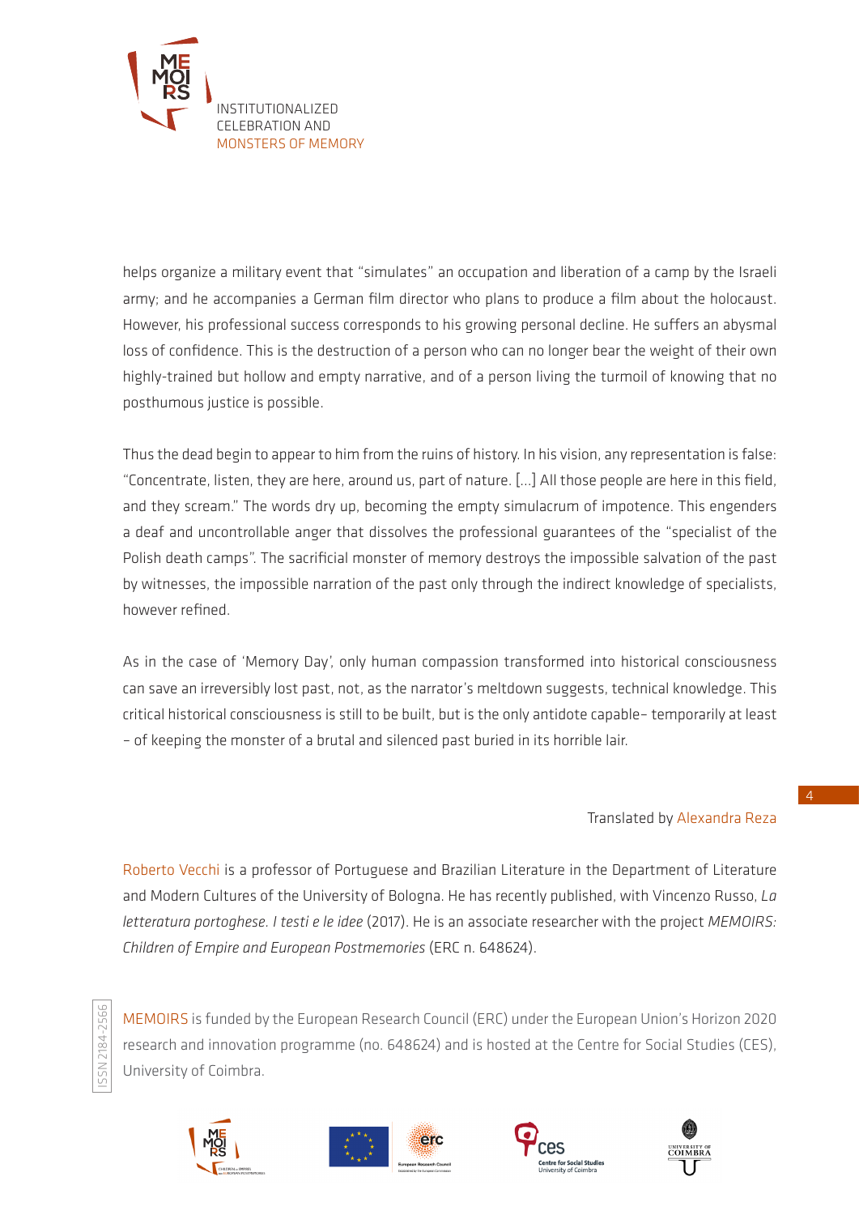helps organize a military event that "simulates" an occupation and liberation of a camp by the Israeli army; and he accompanies a German film director who plans to produce a film about the holocaust. However, his professional success corresponds to his growing personal decline. He suffers an abysmal loss of confidence. This is the destruction of a person who can no longer bear the weight of their own highly-trained but hollow and empty narrative, and of a person living the turmoil of knowing that no posthumous justice is possible.

Thus the dead begin to appear to him from the ruins of history. In his vision, any representation is false: "Concentrate, listen, they are here, around us, part of nature. [...] All those people are here in this field, and they scream." The words dry up, becoming the empty simulacrum of impotence. This engenders a deaf and uncontrollable anger that dissolves the professional guarantees of the "specialist of the Polish death camps". The sacrificial monster of memory destroys the impossible salvation of the past by witnesses, the impossible narration of the past only through the indirect knowledge of specialists, however refined.

As in the case of 'Memory Day', only human compassion transformed into historical consciousness can save an irreversibly lost past, not, as the narrator's meltdown suggests, technical knowledge. This critical historical consciousness is still to be built, but is the only antidote capable– temporarily at least – of keeping the monster of a brutal and silenced past buried in its horrible lair.

Translated by Alexandra Reza

Roberto Vecchi is a professor of Portuguese and Brazilian Literature in the Department of Literature and Modern Cultures of the University of Bologna. He has recently published, with Vincenzo Russo, *La letteratura portoghese. I testi e le idee* (2017). He is an associate researcher with the project *MEMOIRS: Children of Empire and European Postmemories* (ERC n. 648624).

MEMOIRS is funded by the European Research Council (ERC) under the European Union's Horizon 2020 research and innovation programme (no. 648624) and is hosted at the Centre for Social Studies (CES), University of Coimbra.